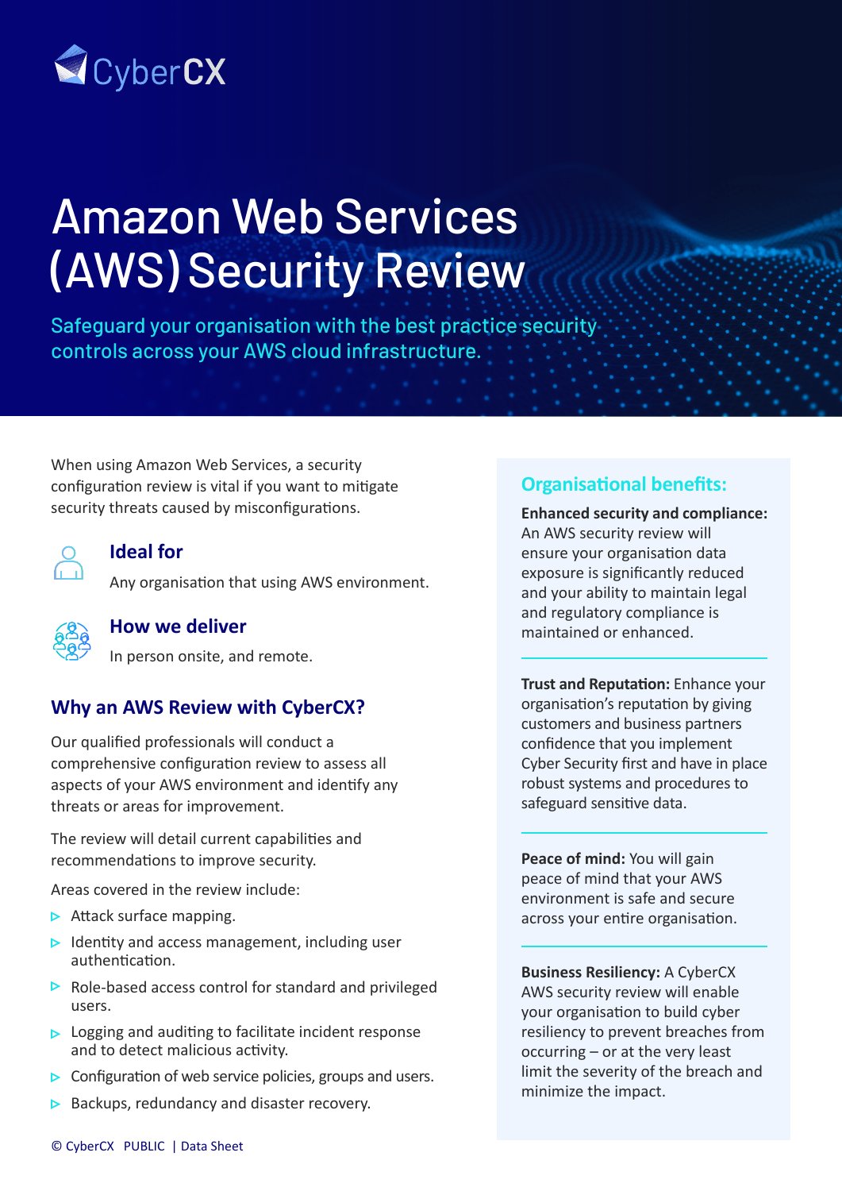CyberCX

# Amazon Web Services (AWS) Security Review

Safeguard your organisation with the best practice security controls across your AWS cloud infrastructure.

When using Amazon Web Services, a security configuration review is vital if you want to mitigate security threats caused by misconfigurations.

### Ideal for

Any organisation that using AWS environment.

### How we deliver

In person onsite, and remote.

## Why an AWS Review with CyberCX?

Our qualified professionals will conduct a comprehensive configuration review to assess all aspects of your AWS environment and identify any threats or areas for improvement.

The review will detail current capabilities and recommendations to improve security.

Areas covered in the review include:

- Attack surface mapping.
- Identity and access management, including user authentication.
- Role-based access control for standard and privileged users.
- Logging and auditing to facilitate incident response and to detect malicious activity.
- Configuration of web service policies, groups and users.
- Backups, redundancy and disaster recovery.

## Organisational benefits:

**Enhanced security and compliance:** An AWS security review will ensure your organisation data exposure is significantly reduced and your ability to maintain legal and regulatory compliance is maintained or enhanced.

**Trust and Reputation:** Enhance your organisation's reputation by giving customers and business partners confidence that you implement Cyber Security first and have in place robust systems and procedures to safeguard sensitive data.

**Peace of mind:** You will gain peace of mind that your AWS environment is safe and secure across your entire organisation.

**Business Resiliency:** A CyberCX AWS security review will enable your organisation to build cyber resiliency to prevent breaches from occurring – or at the very least limit the severity of the breach and minimize the impact.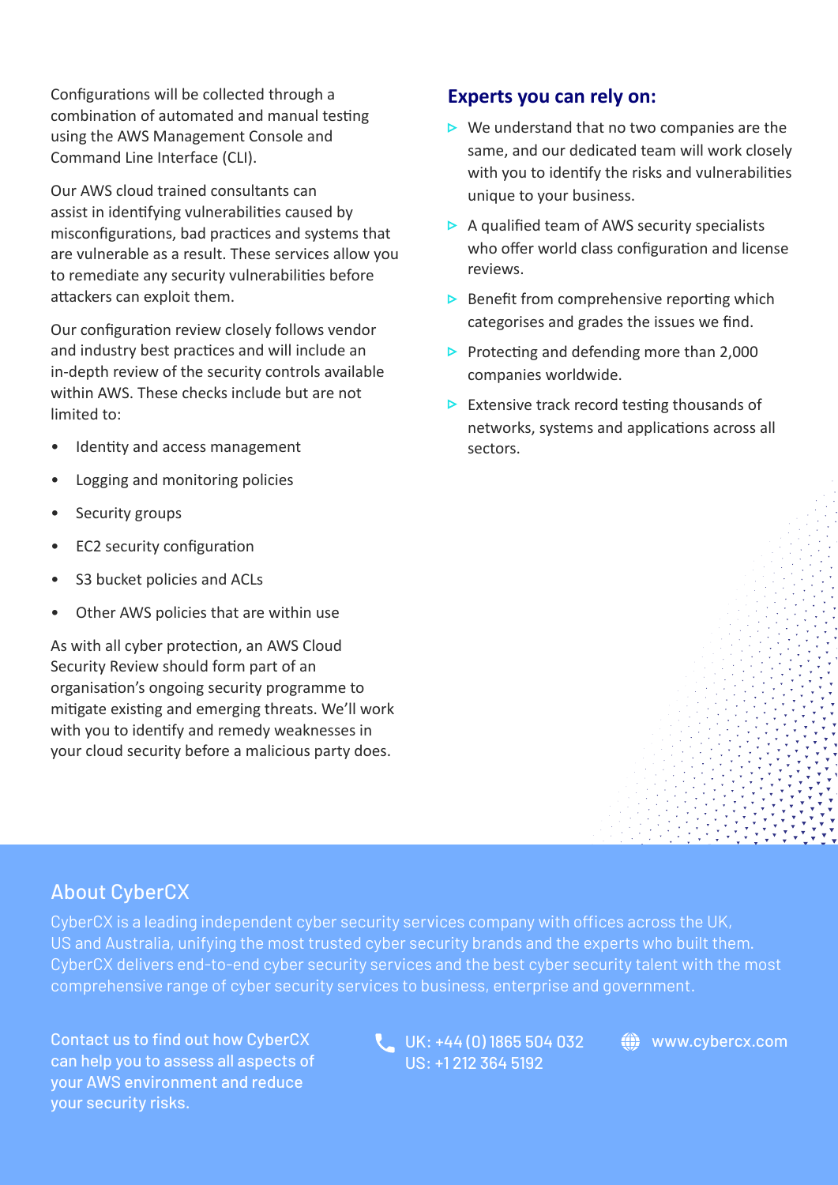Configurations will be collected through a combination of automated and manual testing using the AWS Management Console and Command Line Interface (CLI).

Our AWS cloud trained consultants can assist in identifying vulnerabilities caused by misconfigurations, bad practices and systems that are vulnerable as a result. These services allow you to remediate any security vulnerabilities before attackers can exploit them.

Our configuration review closely follows vendor and industry best practices and will include an in-depth review of the security controls available within AWS. These checks include but are not limited to:

- Identity and access management
- Logging and monitoring policies
- Security groups
- EC2 security configuration
- S3 bucket policies and ACLs
- Other AWS policies that are within use

As with all cyber protection, an AWS Cloud Security Review should form part of an organisation's ongoing security programme to mitigate existing and emerging threats. We'll work with you to identify and remedy weaknesses in your cloud security before a malicious party does.

## Experts you can rely on:

- We understand that no two companies are the same, and our dedicated team will work closely with you to identify the risks and vulnerabilities unique to your business.
- A qualified team of AWS security specialists who offer world class configuration and license reviews.
- Benefit from comprehensive reporting which categorises and grades the issues we find.
- Protecting and defending more than 2,000 companies worldwide.
- Extensive track record testing thousands of networks, systems and applications across all sectors.

## About CyberCX

CyberCX is a leading independent cyber security services company with offices across the UK, US and Australia, unifying the most trusted cyber security brands and the experts who built them. CyberCX delivers end-to-end cyber security services and the best cyber security talent with the most comprehensive range of cyber security services to business, enterprise and government.

Contact us to find out how CyberCX can help you to assess all aspects of your AWS environment and reduce your security risks.

UK: +44 (0) 1865 504 032
US: +1 212 364 5192

www.cybercx.com